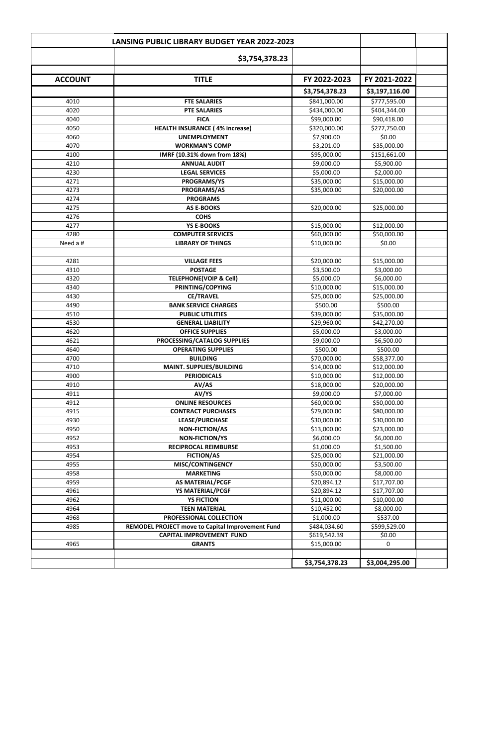| LANSING PUBLIC LIBRARY BUDGET YEAR 2022-2023 | | | |
|---|---|---|---|
| | $3,754,378.23 | | |
| **ACCOUNT** | **TITLE** | **FY 2022-2023** | **FY 2021-2022** |
| | | **$3,754,378.23** | **$3,197,116.00** |
| 4010 | **FTE SALARIES** | $841,000.00 | $777,595.00 |
| 4020 | **PTE SALARIES** | $434,000.00 | $404,344.00 |
| 4040 | **FICA** | $99,000.00 | $90,418.00 |
| 4050 | **HEALTH INSURANCE ( 4% increase)** | $320,000.00 | $277,750.00 |
| 4060 | **UNEMPLOYMENT** | $7,900.00 | $0.00 |
| 4070 | **WORKMAN'S COMP** | $3,201.00 | $35,000.00 |
| 4100 | **IMRF (10.31% down from 18%)** | $95,000.00 | $151,661.00 |
| 4210 | **ANNUAL AUDIT** | $9,000.00 | $5,900.00 |
| 4230 | **LEGAL SERVICES** | $5,000.00 | $2,000.00 |
| 4271 | **PROGRAMS/YS** | $35,000.00 | $15,000.00 |
| 4273 | **PROGRAMS/AS** | $35,000.00 | $20,000.00 |
| 4274 | **PROGRAMS** | | |
| 4275 | **AS E-BOOKS** | $20,000.00 | $25,000.00 |
| 4276 | **COHS** | | |
| 4277 | **YS E-BOOKS** | $15,000.00 | $12,000.00 |
| 4280 | **COMPUTER SERVICES** | $60,000.00 | $50,000.00 |
| Need a # | **LIBRARY OF THINGS** | $10,000.00 | $0.00 |
| | | | |
| 4281 | **VILLAGE FEES** | $20,000.00 | $15,000.00 |
| 4310 | **POSTAGE** | $3,500.00 | $3,000.00 |
| 4320 | **TELEPHONE(VOIP & Cell)** | $5,000.00 | $6,000.00 |
| 4340 | **PRINTING/COPYING** | $10,000.00 | $15,000.00 |
| 4430 | **CE/TRAVEL** | $25,000.00 | $25,000.00 |
| 4490 | **BANK SERVICE CHARGES** | $500.00 | $500.00 |
| 4510 | **PUBLIC UTILITIES** | $39,000.00 | $35,000.00 |
| 4530 | **GENERAL LIABILITY** | $29,960.00 | $42,270.00 |
| 4620 | **OFFICE SUPPLIES** | $5,000.00 | $3,000.00 |
| 4621 | **PROCESSING/CATALOG SUPPLIES** | $9,000.00 | $6,500.00 |
| 4640 | **OPERATING SUPPLIES** | $500.00 | $500.00 |
| 4700 | **BUILDING** | $70,000.00 | $58,377.00 |
| 4710 | **MAINT. SUPPLIES/BUILDING** | $14,000.00 | $12,000.00 |
| 4900 | **PERIODICALS** | $10,000.00 | $12,000.00 |
| 4910 | **AV/AS** | $18,000.00 | $20,000.00 |
| 4911 | **AV/YS** | $9,000.00 | $7,000.00 |
| 4912 | **ONLINE RESOURCES** | $60,000.00 | $50,000.00 |
| 4915 | **CONTRACT PURCHASES** | $79,000.00 | $80,000.00 |
| 4930 | **LEASE/PURCHASE** | $30,000.00 | $30,000.00 |
| 4950 | **NON-FICTION/AS** | $13,000.00 | $23,000.00 |
| 4952 | **NON-FICTION/YS** | $6,000.00 | $6,000.00 |
| 4953 | **RECIPROCAL REIMBURSE** | $1,000.00 | $1,500.00 |
| 4954 | **FICTION/AS** | $25,000.00 | $21,000.00 |
| 4955 | **MISC/CONTINGENCY** | $50,000.00 | $3,500.00 |
| 4958 | **MARKETING** | $50,000.00 | $8,000.00 |
| 4959 | **AS MATERIAL/PCGF** | $20,894.12 | $17,707.00 |
| 4961 | **YS MATERIAL/PCGF** | $20,894.12 | $17,707.00 |
| 4962 | **YS FICTION** | $11,000.00 | $10,000.00 |
| 4964 | **TEEN MATERIAL** | $10,452.00 | $8,000.00 |
| 4968 | **PROFESSIONAL COLLECTION** | $1,000.00 | $537.00 |
| 4985 | **REMODEL PROJECT move to Capital Improvement Fund** | $484,034.60 | $599,529.00 |
| | **CAPITAL IMPROVEMENT FUND** | $619,542.39 | $0.00 |
| 4965 | **GRANTS** | $15,000.00 | 0 |
| | | | |
| | | **$3,754,378.23** | **$3,004,295.00** |